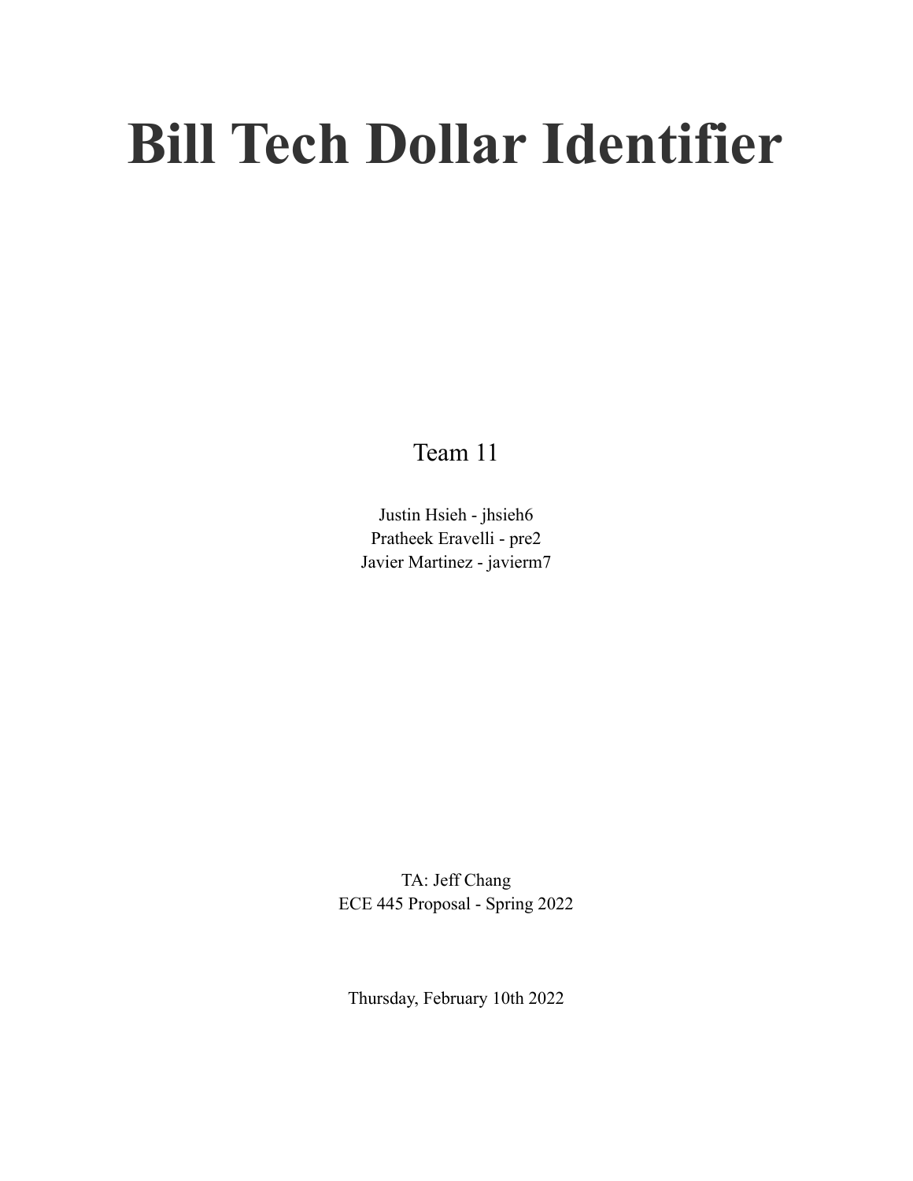# Bill Tech Dollar Identifier

Team 11

Justin Hsieh - jhsieh6
Pratheek Eravelli - pre2
Javier Martinez - javierm7

TA: Jeff Chang
ECE 445 Proposal - Spring 2022

Thursday, February 10th 2022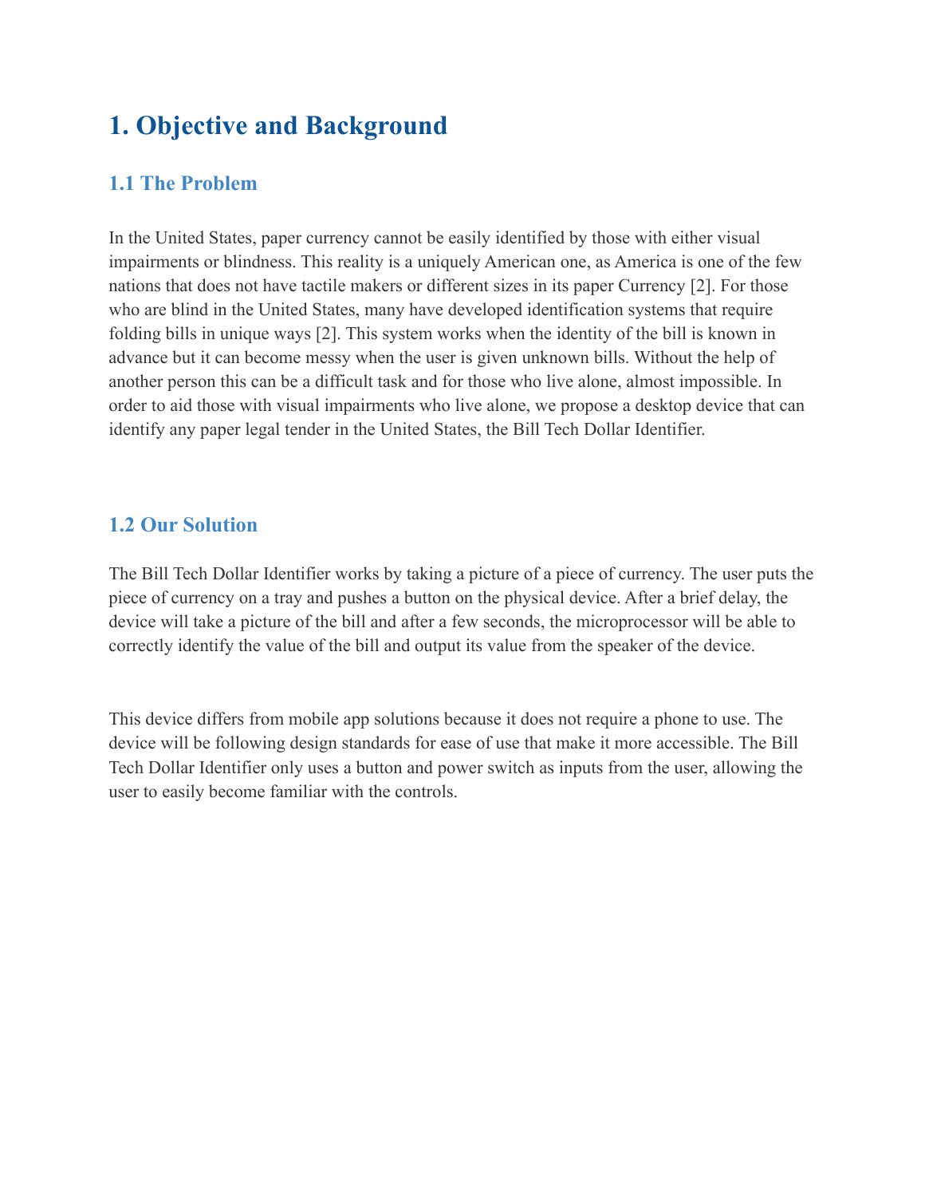# 1. Objective and Background

## 1.1 The Problem

In the United States, paper currency cannot be easily identified by those with either visual impairments or blindness. This reality is a uniquely American one, as America is one of the few nations that does not have tactile makers or different sizes in its paper Currency [2]. For those who are blind in the United States, many have developed identification systems that require folding bills in unique ways [2]. This system works when the identity of the bill is known in advance but it can become messy when the user is given unknown bills. Without the help of another person this can be a difficult task and for those who live alone, almost impossible. In order to aid those with visual impairments who live alone, we propose a desktop device that can identify any paper legal tender in the United States, the Bill Tech Dollar Identifier.

## 1.2 Our Solution

The Bill Tech Dollar Identifier works by taking a picture of a piece of currency. The user puts the piece of currency on a tray and pushes a button on the physical device. After a brief delay, the device will take a picture of the bill and after a few seconds, the microprocessor will be able to correctly identify the value of the bill and output its value from the speaker of the device.

This device differs from mobile app solutions because it does not require a phone to use. The device will be following design standards for ease of use that make it more accessible. The Bill Tech Dollar Identifier only uses a button and power switch as inputs from the user, allowing the user to easily become familiar with the controls.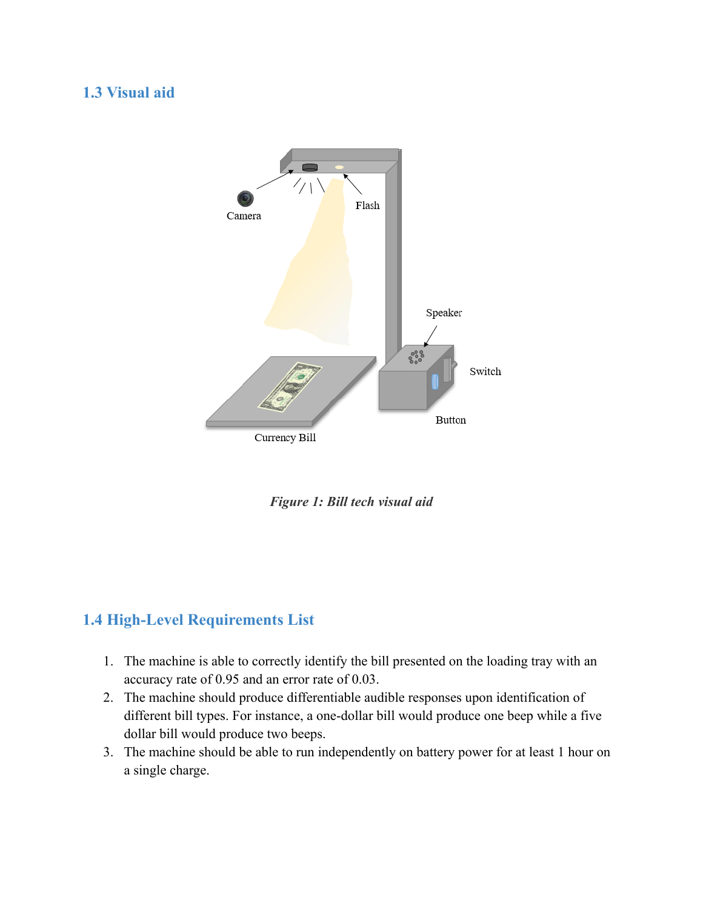## 1.3 Visual aid

*Figure 1: Bill tech visual aid*

## 1.4 High-Level Requirements List

1. The machine is able to correctly identify the bill presented on the loading tray with an accuracy rate of 0.95 and an error rate of 0.03.
2. The machine should produce differentiable audible responses upon identification of different bill types. For instance, a one-dollar bill would produce one beep while a five dollar bill would produce two beeps.
3. The machine should be able to run independently on battery power for at least 1 hour on a single charge.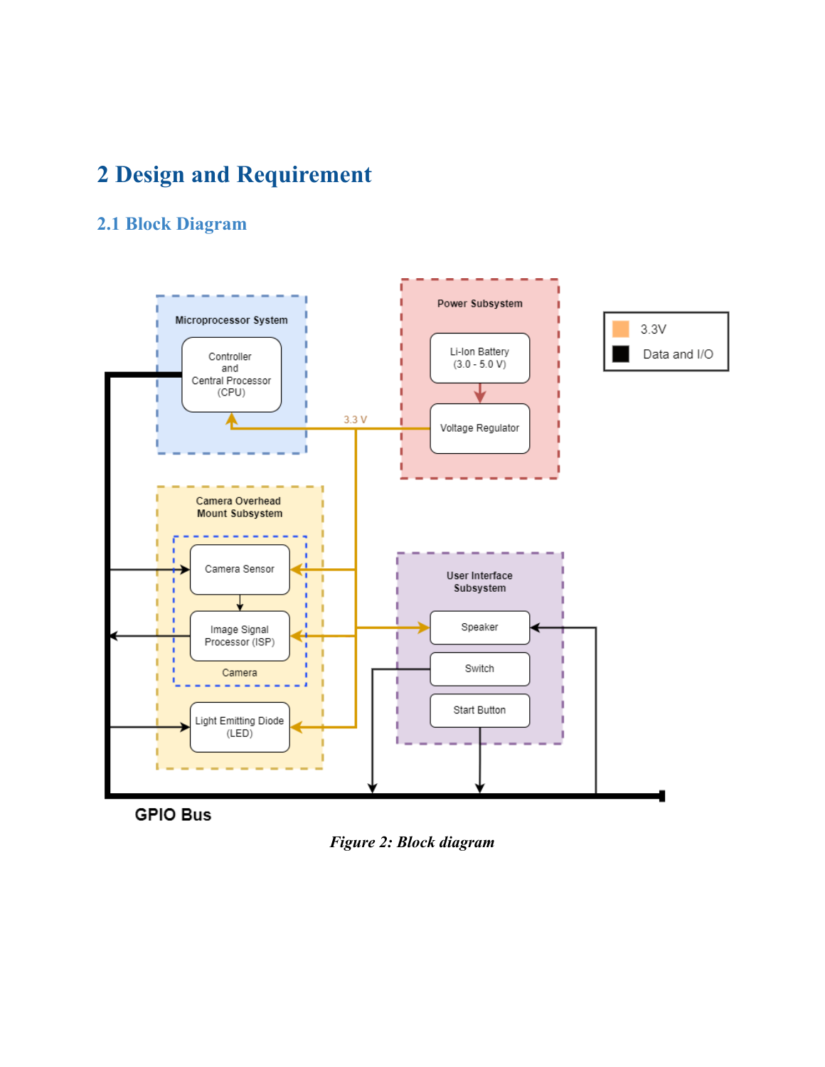# 2 Design and Requirement

## 2.1 Block Diagram

*Figure 2: Block diagram*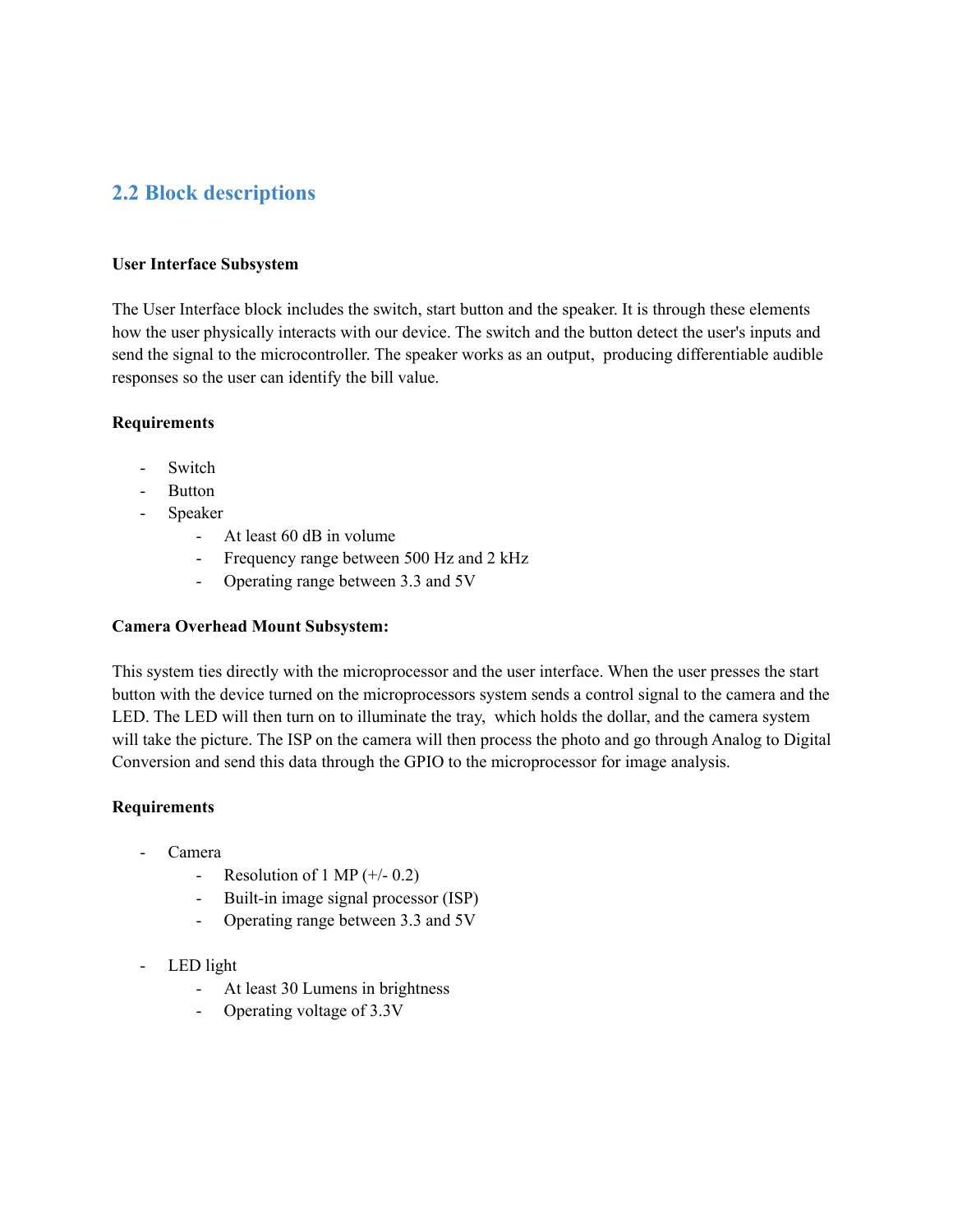## 2.2 Block descriptions

**User Interface Subsystem**

The User Interface block includes the switch, start button and the speaker. It is through these elements how the user physically interacts with our device. The switch and the button detect the user's inputs and send the signal to the microcontroller. The speaker works as an output, producing differentiable audible responses so the user can identify the bill value.

**Requirements**

- Switch
- Button
- Speaker
  - At least 60 dB in volume
  - Frequency range between 500 Hz and 2 kHz
  - Operating range between 3.3 and 5V

**Camera Overhead Mount Subsystem:**

This system ties directly with the microprocessor and the user interface. When the user presses the start button with the device turned on the microprocessors system sends a control signal to the camera and the LED. The LED will then turn on to illuminate the tray, which holds the dollar, and the camera system will take the picture. The ISP on the camera will then process the photo and go through Analog to Digital Conversion and send this data through the GPIO to the microprocessor for image analysis.

**Requirements**

- Camera
  - Resolution of 1 MP (+/- 0.2)
  - Built-in image signal processor (ISP)
  - Operating range between 3.3 and 5V

- LED light
  - At least 30 Lumens in brightness
  - Operating voltage of 3.3V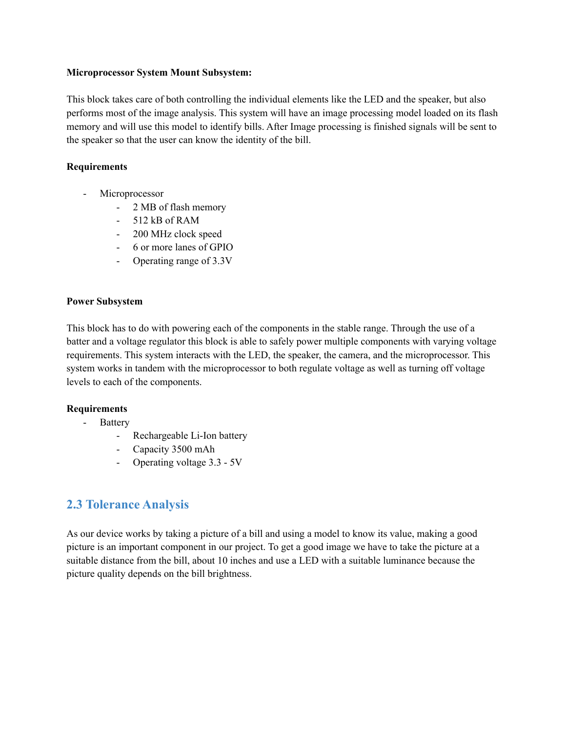**Microprocessor System Mount Subsystem:**

This block takes care of both controlling the individual elements like the LED and the speaker, but also performs most of the image analysis. This system will have an image processing model loaded on its flash memory and will use this model to identify bills. After Image processing is finished signals will be sent to the speaker so that the user can know the identity of the bill.

**Requirements**

- Microprocessor
  - 2 MB of flash memory
  - 512 kB of RAM
  - 200 MHz clock speed
  - 6 or more lanes of GPIO
  - Operating range of 3.3V

**Power Subsystem**

This block has to do with powering each of the components in the stable range. Through the use of a batter and a voltage regulator this block is able to safely power multiple components with varying voltage requirements. This system interacts with the LED, the speaker, the camera, and the microprocessor. This system works in tandem with the microprocessor to both regulate voltage as well as turning off voltage levels to each of the components.

**Requirements**

- Battery
  - Rechargeable Li-Ion battery
  - Capacity 3500 mAh
  - Operating voltage 3.3 - 5V

## 2.3 Tolerance Analysis

As our device works by taking a picture of a bill and using a model to know its value, making a good picture is an important component in our project. To get a good image we have to take the picture at a suitable distance from the bill, about 10 inches and use a LED with a suitable luminance because the picture quality depends on the bill brightness.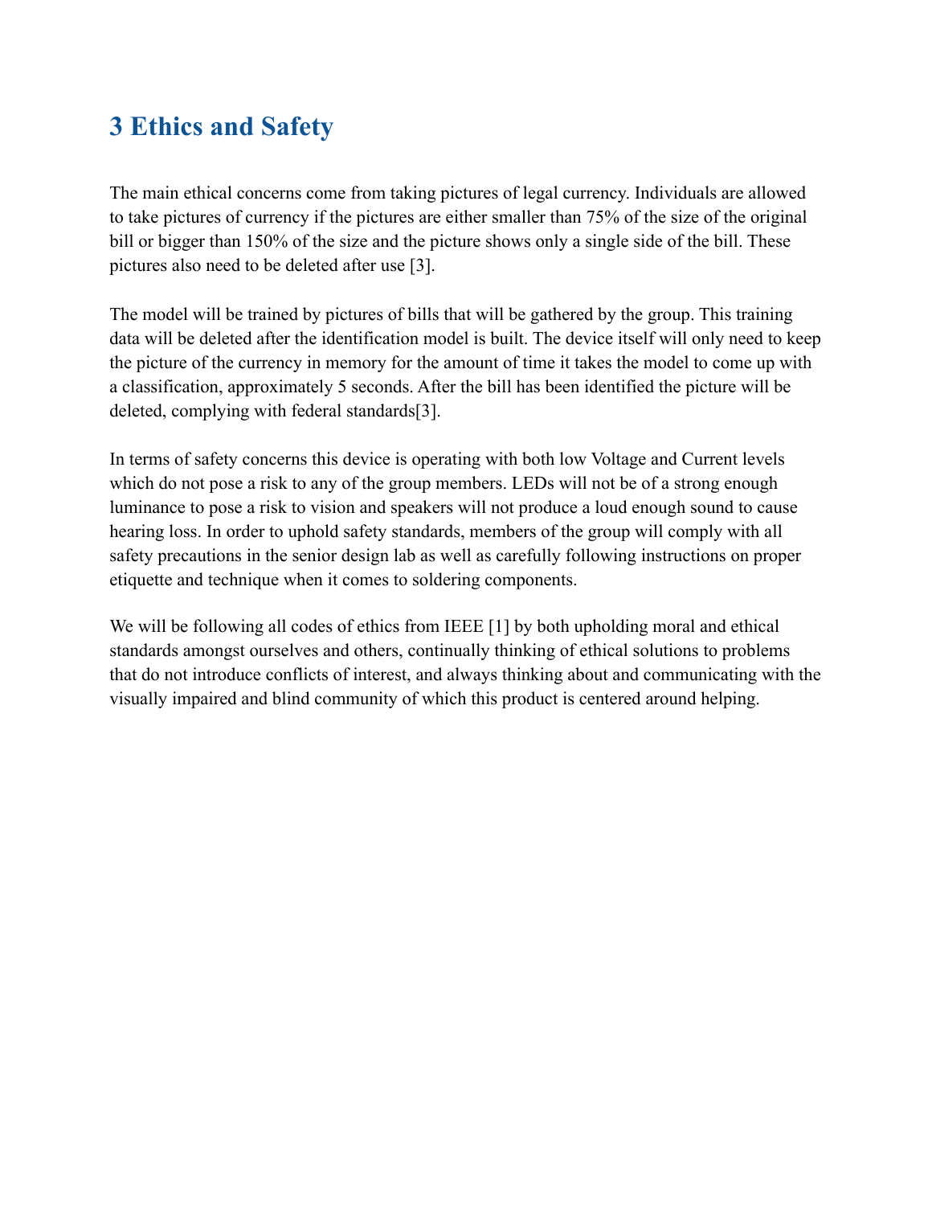## 3 Ethics and Safety

The main ethical concerns come from taking pictures of legal currency. Individuals are allowed to take pictures of currency if the pictures are either smaller than 75% of the size of the original bill or bigger than 150% of the size and the picture shows only a single side of the bill. These pictures also need to be deleted after use [3].

The model will be trained by pictures of bills that will be gathered by the group. This training data will be deleted after the identification model is built. The device itself will only need to keep the picture of the currency in memory for the amount of time it takes the model to come up with a classification, approximately 5 seconds. After the bill has been identified the picture will be deleted, complying with federal standards[3].

In terms of safety concerns this device is operating with both low Voltage and Current levels which do not pose a risk to any of the group members. LEDs will not be of a strong enough luminance to pose a risk to vision and speakers will not produce a loud enough sound to cause hearing loss. In order to uphold safety standards, members of the group will comply with all safety precautions in the senior design lab as well as carefully following instructions on proper etiquette and technique when it comes to soldering components.

We will be following all codes of ethics from IEEE [1] by both upholding moral and ethical standards amongst ourselves and others, continually thinking of ethical solutions to problems that do not introduce conflicts of interest, and always thinking about and communicating with the visually impaired and blind community of which this product is centered around helping.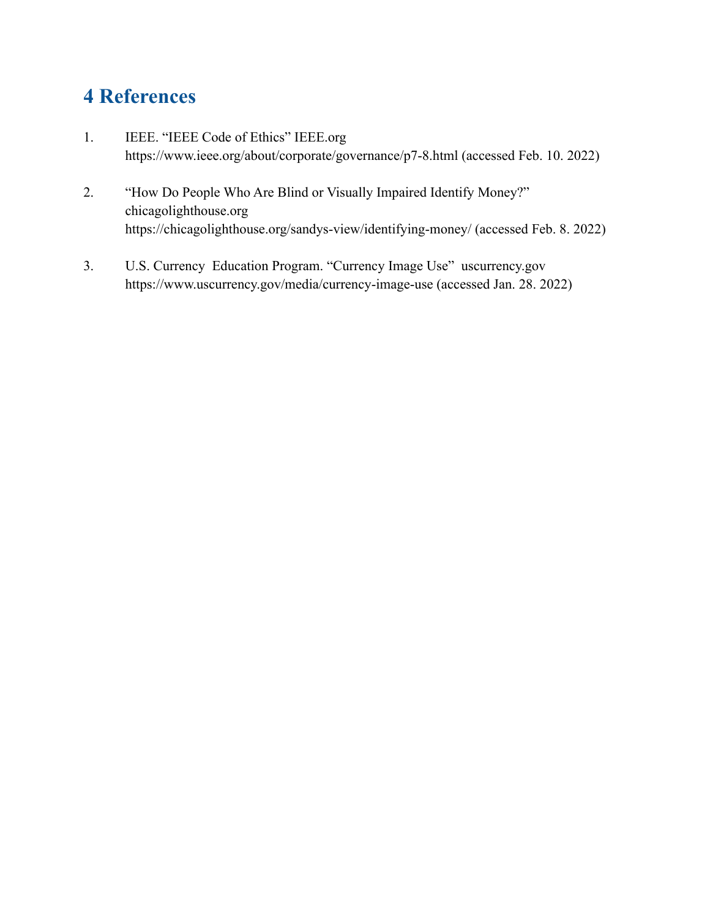## 4 References

1. IEEE. “IEEE Code of Ethics” IEEE.org https://www.ieee.org/about/corporate/governance/p7-8.html (accessed Feb. 10. 2022)

2. “How Do People Who Are Blind or Visually Impaired Identify Money?” chicagolighthouse.org https://chicagolighthouse.org/sandys-view/identifying-money/ (accessed Feb. 8. 2022)

3. U.S. Currency Education Program. “Currency Image Use” uscurrency.gov https://www.uscurrency.gov/media/currency-image-use (accessed Jan. 28. 2022)